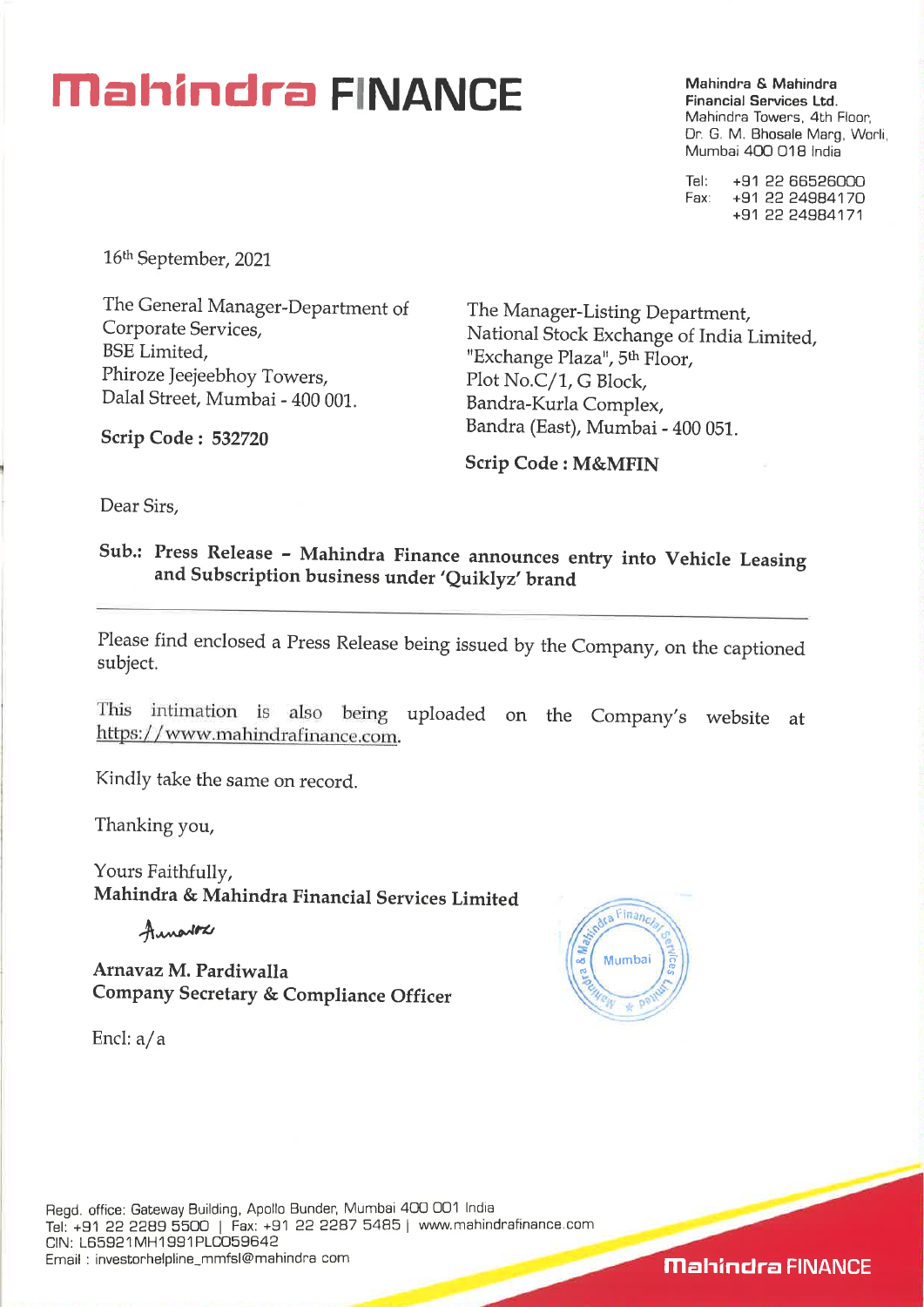# Mahindra FINANCE

**Mahindra & Mahindra Financial Services Ltd.**
Mahindra Towers, 4th Floor,
Dr. G. M. Bhosale Marg, Worli,
Mumbai 400 018 India

Tel: +91 22 66526000
Fax: +91 22 24984170
+91 22 24984171

16th September, 2021

The General Manager-Department of Corporate Services,
BSE Limited,
Phiroze Jeejeebhoy Towers,
Dalal Street, Mumbai - 400 001.

**Scrip Code : 532720**

The Manager-Listing Department,
National Stock Exchange of India Limited,
"Exchange Plaza", 5th Floor,
Plot No.C/1, G Block,
Bandra-Kurla Complex,
Bandra (East), Mumbai - 400 051.

**Scrip Code : M&MFIN**

Dear Sirs,

**Sub.: Press Release – Mahindra Finance announces entry into Vehicle Leasing and Subscription business under 'Quiklyz' brand**

Please find enclosed a Press Release being issued by the Company, on the captioned subject.

This intimation is also being uploaded on the Company's website at https://www.mahindrafinance.com.

Kindly take the same on record.

Thanking you,

Yours Faithfully,
**Mahindra & Mahindra Financial Services Limited**

**Arnavaz M. Pardiwalla**
**Company Secretary & Compliance Officer**

Encl: a/a

Regd. office: Gateway Building, Apollo Bunder, Mumbai 400 001 India
Tel: +91 22 2289 5500 | Fax: +91 22 2287 5485 | www.mahindrafinance.com
CIN: L65921MH1991PLC059642
Email : investorhelpline_mmfsl@mahindra com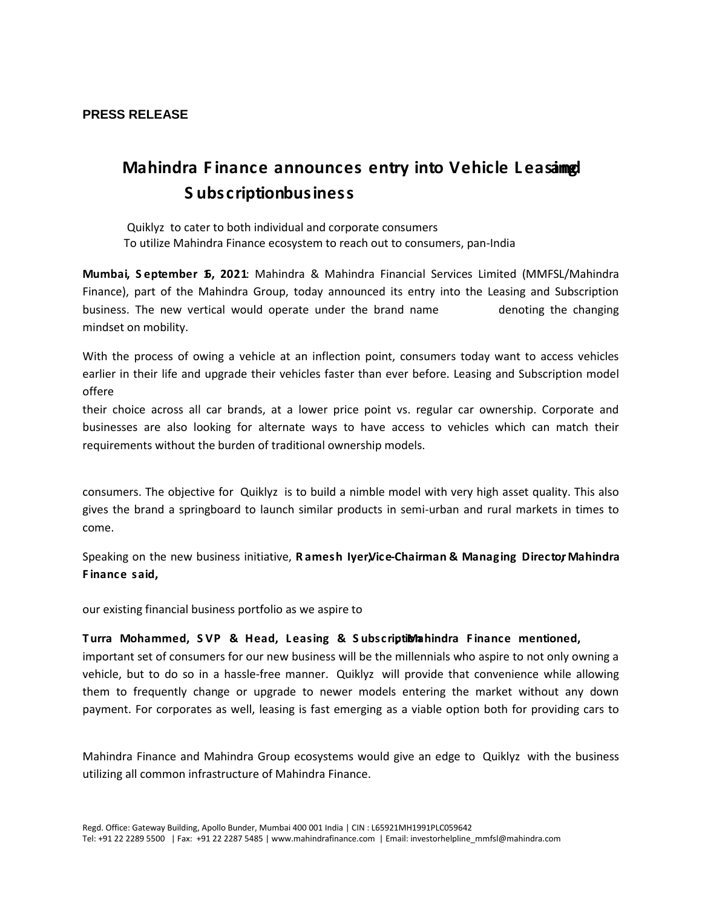**PRESS RELEASE**

# Mahindra Finance announces entry into Vehicle Leasing and Subscription business

Quiklyz to cater to both individual and corporate consumers
To utilize Mahindra Finance ecosystem to reach out to consumers, pan-India

**Mumbai, September 16, 2021**: Mahindra & Mahindra Financial Services Limited (MMFSL/Mahindra Finance), part of the Mahindra Group, today announced its entry into the Leasing and Subscription business. The new vertical would operate under the brand name denoting the changing mindset on mobility.

With the process of owing a vehicle at an inflection point, consumers today want to access vehicles earlier in their life and upgrade their vehicles faster than ever before. Leasing and Subscription model offere

their choice across all car brands, at a lower price point vs. regular car ownership. Corporate and businesses are also looking for alternate ways to have access to vehicles which can match their requirements without the burden of traditional ownership models.

consumers. The objective for Quiklyz is to build a nimble model with very high asset quality. This also gives the brand a springboard to launch similar products in semi-urban and rural markets in times to come.

Speaking on the new business initiative, **Ramesh Iyer, Vice-Chairman & Managing Director, Mahindra Finance said,**

our existing financial business portfolio as we aspire to

**Turra Mohammed, SVP & Head, Leasing & Subscription, Mahindra Finance mentioned,**
important set of consumers for our new business will be the millennials who aspire to not only owning a vehicle, but to do so in a hassle-free manner. Quiklyz will provide that convenience while allowing them to frequently change or upgrade to newer models entering the market without any down payment. For corporates as well, leasing is fast emerging as a viable option both for providing cars to

Mahindra Finance and Mahindra Group ecosystems would give an edge to Quiklyz with the business utilizing all common infrastructure of Mahindra Finance.

Regd. Office: Gateway Building, Apollo Bunder, Mumbai 400 001 India | CIN : L65921MH1991PLC059642
Tel: +91 22 2289 5500 | Fax: +91 22 2287 5485 | www.mahindrafinance.com | Email: investorhelpline_mmfsl@mahindra.com